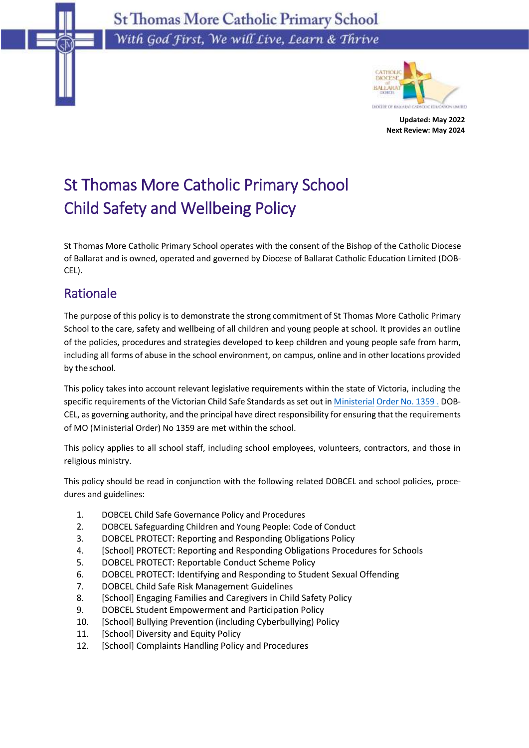St Thomas More Catholic Primary School

*With God First, We will Live, Learn & Thrive*

**Updated: May 2022**
**Next Review: May 2024**

# St Thomas More Catholic Primary School Child Safety and Wellbeing Policy

St Thomas More Catholic Primary School operates with the consent of the Bishop of the Catholic Diocese of Ballarat and is owned, operated and governed by Diocese of Ballarat Catholic Education Limited (DOBCEL).

## Rationale

The purpose of this policy is to demonstrate the strong commitment of St Thomas More Catholic Primary School to the care, safety and wellbeing of all children and young people at school. It provides an outline of the policies, procedures and strategies developed to keep children and young people safe from harm, including all forms of abuse in the school environment, on campus, online and in other locations provided by the school.

This policy takes into account relevant legislative requirements within the state of Victoria, including the specific requirements of the Victorian Child Safe Standards as set out in Ministerial Order No. 1359. DOBCEL, as governing authority, and the principal have direct responsibility for ensuring that the requirements of MO (Ministerial Order) No 1359 are met within the school.

This policy applies to all school staff, including school employees, volunteers, contractors, and those in religious ministry.

This policy should be read in conjunction with the following related DOBCEL and school policies, procedures and guidelines:

1. DOBCEL Child Safe Governance Policy and Procedures
2. DOBCEL Safeguarding Children and Young People: Code of Conduct
3. DOBCEL PROTECT: Reporting and Responding Obligations Policy
4. [School] PROTECT: Reporting and Responding Obligations Procedures for Schools
5. DOBCEL PROTECT: Reportable Conduct Scheme Policy
6. DOBCEL PROTECT: Identifying and Responding to Student Sexual Offending
7. DOBCEL Child Safe Risk Management Guidelines
8. [School] Engaging Families and Caregivers in Child Safety Policy
9. DOBCEL Student Empowerment and Participation Policy
10. [School] Bullying Prevention (including Cyberbullying) Policy
11. [School] Diversity and Equity Policy
12. [School] Complaints Handling Policy and Procedures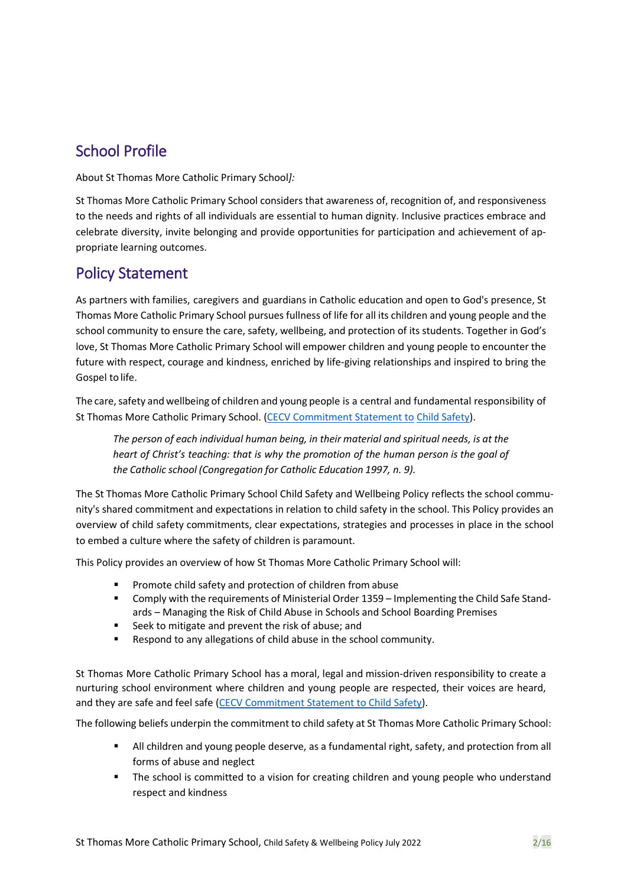## School Profile

About St Thomas More Catholic Primary School*]:*

St Thomas More Catholic Primary School considers that awareness of, recognition of, and responsiveness to the needs and rights of all individuals are essential to human dignity. Inclusive practices embrace and celebrate diversity, invite belonging and provide opportunities for participation and achievement of appropriate learning outcomes.

## Policy Statement

As partners with families, caregivers and guardians in Catholic education and open to God's presence, St Thomas More Catholic Primary School pursues fullness of life for all its children and young people and the school community to ensure the care, safety, wellbeing, and protection of its students. Together in God's love, St Thomas More Catholic Primary School will empower children and young people to encounter the future with respect, courage and kindness, enriched by life-giving relationships and inspired to bring the Gospel to life.

The care, safety and wellbeing of children and young people is a central and fundamental responsibility of St Thomas More Catholic Primary School. (CECV Commitment Statement to Child Safety).

> *The person of each individual human being, in their material and spiritual needs, is at the heart of Christ's teaching: that is why the promotion of the human person is the goal of the Catholic school (Congregation for Catholic Education 1997, n. 9).*

The St Thomas More Catholic Primary School Child Safety and Wellbeing Policy reflects the school community's shared commitment and expectations in relation to child safety in the school. This Policy provides an overview of child safety commitments, clear expectations, strategies and processes in place in the school to embed a culture where the safety of children is paramount.

This Policy provides an overview of how St Thomas More Catholic Primary School will:

- Promote child safety and protection of children from abuse
- Comply with the requirements of Ministerial Order 1359 – Implementing the Child Safe Standards – Managing the Risk of Child Abuse in Schools and School Boarding Premises
- Seek to mitigate and prevent the risk of abuse; and
- Respond to any allegations of child abuse in the school community.

St Thomas More Catholic Primary School has a moral, legal and mission-driven responsibility to create a nurturing school environment where children and young people are respected, their voices are heard, and they are safe and feel safe (CECV Commitment Statement to Child Safety).

The following beliefs underpin the commitment to child safety at St Thomas More Catholic Primary School:

- All children and young people deserve, as a fundamental right, safety, and protection from all forms of abuse and neglect
- The school is committed to a vision for creating children and young people who understand respect and kindness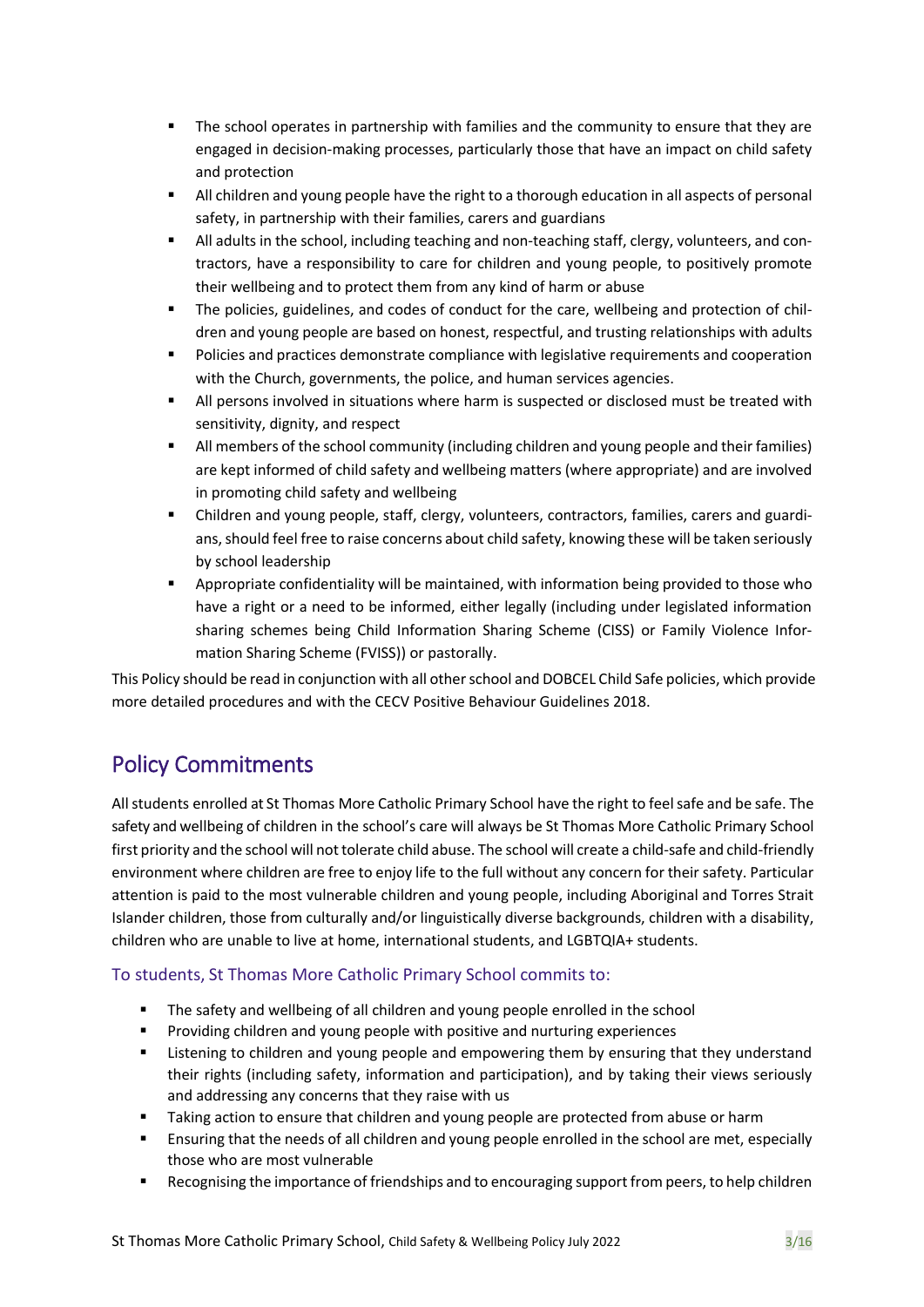- The school operates in partnership with families and the community to ensure that they are engaged in decision-making processes, particularly those that have an impact on child safety and protection
- All children and young people have the right to a thorough education in all aspects of personal safety, in partnership with their families, carers and guardians
- All adults in the school, including teaching and non-teaching staff, clergy, volunteers, and contractors, have a responsibility to care for children and young people, to positively promote their wellbeing and to protect them from any kind of harm or abuse
- The policies, guidelines, and codes of conduct for the care, wellbeing and protection of children and young people are based on honest, respectful, and trusting relationships with adults
- Policies and practices demonstrate compliance with legislative requirements and cooperation with the Church, governments, the police, and human services agencies.
- All persons involved in situations where harm is suspected or disclosed must be treated with sensitivity, dignity, and respect
- All members of the school community (including children and young people and their families) are kept informed of child safety and wellbeing matters (where appropriate) and are involved in promoting child safety and wellbeing
- Children and young people, staff, clergy, volunteers, contractors, families, carers and guardians, should feel free to raise concerns about child safety, knowing these will be taken seriously by school leadership
- Appropriate confidentiality will be maintained, with information being provided to those who have a right or a need to be informed, either legally (including under legislated information sharing schemes being Child Information Sharing Scheme (CISS) or Family Violence Information Sharing Scheme (FVISS)) or pastorally.

This Policy should be read in conjunction with all other school and DOBCEL Child Safe policies, which provide more detailed procedures and with the CECV Positive Behaviour Guidelines 2018.

## Policy Commitments

All students enrolled at St Thomas More Catholic Primary School have the right to feel safe and be safe. The safety and wellbeing of children in the school's care will always be St Thomas More Catholic Primary School first priority and the school will not tolerate child abuse. The school will create a child-safe and child-friendly environment where children are free to enjoy life to the full without any concern for their safety. Particular attention is paid to the most vulnerable children and young people, including Aboriginal and Torres Strait Islander children, those from culturally and/or linguistically diverse backgrounds, children with a disability, children who are unable to live at home, international students, and LGBTQIA+ students.

### To students, St Thomas More Catholic Primary School commits to:

- The safety and wellbeing of all children and young people enrolled in the school
- Providing children and young people with positive and nurturing experiences
- Listening to children and young people and empowering them by ensuring that they understand their rights (including safety, information and participation), and by taking their views seriously and addressing any concerns that they raise with us
- Taking action to ensure that children and young people are protected from abuse or harm
- Ensuring that the needs of all children and young people enrolled in the school are met, especially those who are most vulnerable
- Recognising the importance of friendships and to encouraging support from peers, to help children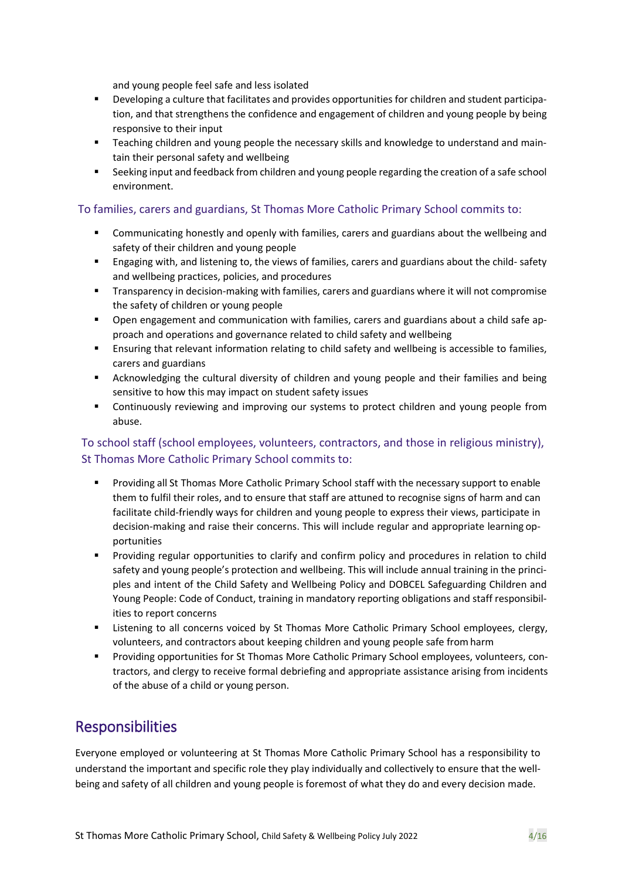and young people feel safe and less isolated

- Developing a culture that facilitates and provides opportunities for children and student participation, and that strengthens the confidence and engagement of children and young people by being responsive to their input
- Teaching children and young people the necessary skills and knowledge to understand and maintain their personal safety and wellbeing
- Seeking input and feedback from children and young people regarding the creation of a safe school environment.

### To families, carers and guardians, St Thomas More Catholic Primary School commits to:

- Communicating honestly and openly with families, carers and guardians about the wellbeing and safety of their children and young people
- Engaging with, and listening to, the views of families, carers and guardians about the child- safety and wellbeing practices, policies, and procedures
- Transparency in decision-making with families, carers and guardians where it will not compromise the safety of children or young people
- Open engagement and communication with families, carers and guardians about a child safe approach and operations and governance related to child safety and wellbeing
- Ensuring that relevant information relating to child safety and wellbeing is accessible to families, carers and guardians
- Acknowledging the cultural diversity of children and young people and their families and being sensitive to how this may impact on student safety issues
- Continuously reviewing and improving our systems to protect children and young people from abuse.

### To school staff (school employees, volunteers, contractors, and those in religious ministry), St Thomas More Catholic Primary School commits to:

- Providing all St Thomas More Catholic Primary School staff with the necessary support to enable them to fulfil their roles, and to ensure that staff are attuned to recognise signs of harm and can facilitate child-friendly ways for children and young people to express their views, participate in decision-making and raise their concerns. This will include regular and appropriate learning opportunities
- Providing regular opportunities to clarify and confirm policy and procedures in relation to child safety and young people's protection and wellbeing. This will include annual training in the principles and intent of the Child Safety and Wellbeing Policy and DOBCEL Safeguarding Children and Young People: Code of Conduct, training in mandatory reporting obligations and staff responsibilities to report concerns
- Listening to all concerns voiced by St Thomas More Catholic Primary School employees, clergy, volunteers, and contractors about keeping children and young people safe from harm
- Providing opportunities for St Thomas More Catholic Primary School employees, volunteers, contractors, and clergy to receive formal debriefing and appropriate assistance arising from incidents of the abuse of a child or young person.

## Responsibilities

Everyone employed or volunteering at St Thomas More Catholic Primary School has a responsibility to understand the important and specific role they play individually and collectively to ensure that the wellbeing and safety of all children and young people is foremost of what they do and every decision made.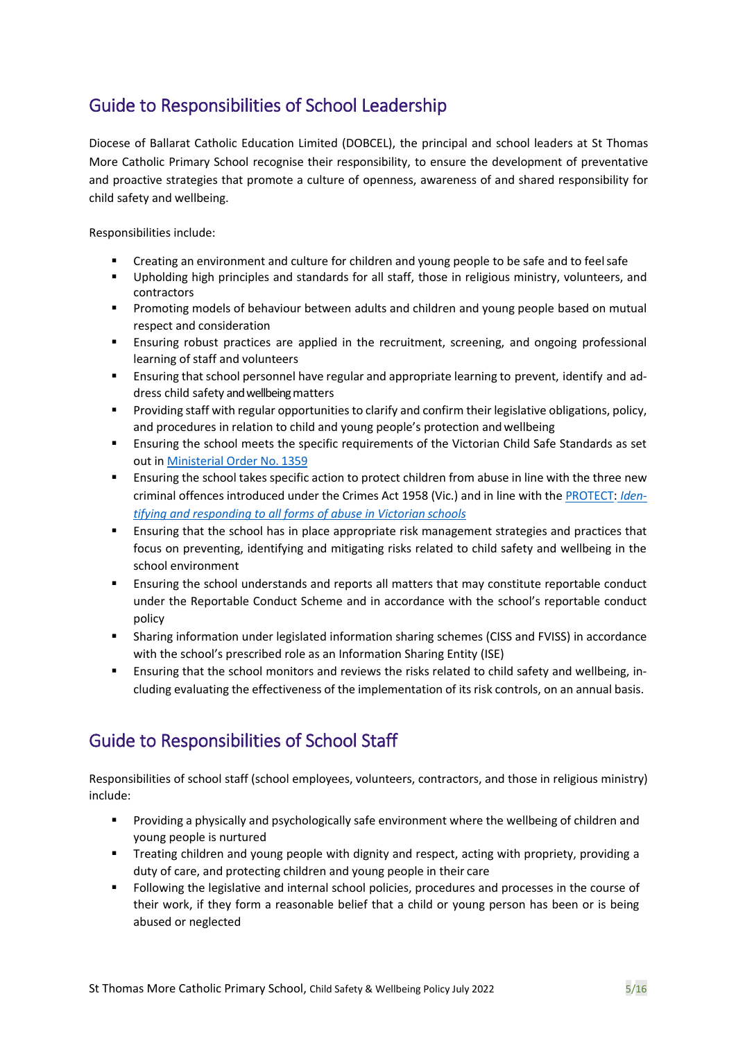## Guide to Responsibilities of School Leadership

Diocese of Ballarat Catholic Education Limited (DOBCEL), the principal and school leaders at St Thomas More Catholic Primary School recognise their responsibility, to ensure the development of preventative and proactive strategies that promote a culture of openness, awareness of and shared responsibility for child safety and wellbeing.

Responsibilities include:

- Creating an environment and culture for children and young people to be safe and to feel safe
- Upholding high principles and standards for all staff, those in religious ministry, volunteers, and contractors
- Promoting models of behaviour between adults and children and young people based on mutual respect and consideration
- Ensuring robust practices are applied in the recruitment, screening, and ongoing professional learning of staff and volunteers
- Ensuring that school personnel have regular and appropriate learning to prevent, identify and address child safety and wellbeing matters
- Providing staff with regular opportunities to clarify and confirm their legislative obligations, policy, and procedures in relation to child and young people's protection and wellbeing
- Ensuring the school meets the specific requirements of the Victorian Child Safe Standards as set out in [Ministerial Order No. 1359]
- Ensuring the school takes specific action to protect children from abuse in line with the three new criminal offences introduced under the Crimes Act 1958 (Vic.) and in line with the [PROTECT]: *[Identifying and responding to all forms of abuse in Victorian schools]*
- Ensuring that the school has in place appropriate risk management strategies and practices that focus on preventing, identifying and mitigating risks related to child safety and wellbeing in the school environment
- Ensuring the school understands and reports all matters that may constitute reportable conduct under the Reportable Conduct Scheme and in accordance with the school's reportable conduct policy
- Sharing information under legislated information sharing schemes (CISS and FVISS) in accordance with the school's prescribed role as an Information Sharing Entity (ISE)
- Ensuring that the school monitors and reviews the risks related to child safety and wellbeing, including evaluating the effectiveness of the implementation of its risk controls, on an annual basis.

## Guide to Responsibilities of School Staff

Responsibilities of school staff (school employees, volunteers, contractors, and those in religious ministry) include:

- Providing a physically and psychologically safe environment where the wellbeing of children and young people is nurtured
- Treating children and young people with dignity and respect, acting with propriety, providing a duty of care, and protecting children and young people in their care
- Following the legislative and internal school policies, procedures and processes in the course of their work, if they form a reasonable belief that a child or young person has been or is being abused or neglected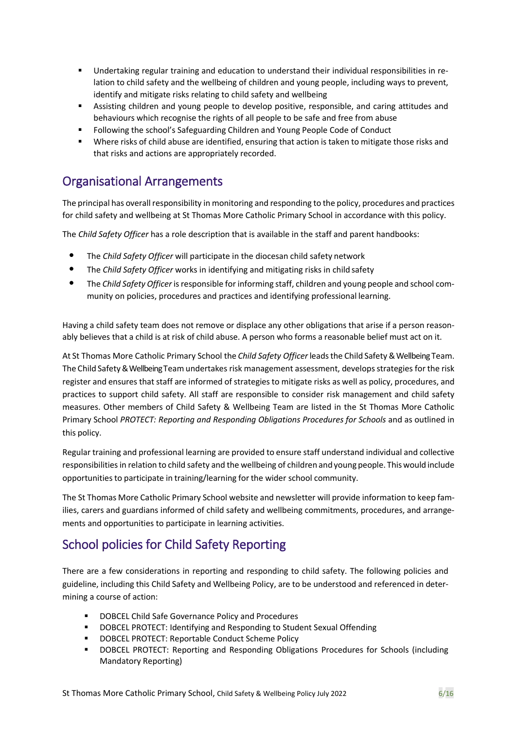- Undertaking regular training and education to understand their individual responsibilities in relation to child safety and the wellbeing of children and young people, including ways to prevent, identify and mitigate risks relating to child safety and wellbeing
- Assisting children and young people to develop positive, responsible, and caring attitudes and behaviours which recognise the rights of all people to be safe and free from abuse
- Following the school's Safeguarding Children and Young People Code of Conduct
- Where risks of child abuse are identified, ensuring that action is taken to mitigate those risks and that risks and actions are appropriately recorded.

## Organisational Arrangements

The principal has overall responsibility in monitoring and responding to the policy, procedures and practices for child safety and wellbeing at St Thomas More Catholic Primary School in accordance with this policy.

The *Child Safety Officer* has a role description that is available in the staff and parent handbooks:

- The *Child Safety Officer* will participate in the diocesan child safety network
- The *Child Safety Officer* works in identifying and mitigating risks in child safety
- The *Child Safety Officer* is responsible for informing staff, children and young people and school community on policies, procedures and practices and identifying professional learning.

Having a child safety team does not remove or displace any other obligations that arise if a person reasonably believes that a child is at risk of child abuse. A person who forms a reasonable belief must act on it.

At St Thomas More Catholic Primary School the *Child Safety Officer* leads the Child Safety & Wellbeing Team. The Child Safety & Wellbeing Team undertakes risk management assessment, develops strategies for the risk register and ensures that staff are informed of strategies to mitigate risks as well as policy, procedures, and practices to support child safety. All staff are responsible to consider risk management and child safety measures. Other members of Child Safety & Wellbeing Team are listed in the St Thomas More Catholic Primary School *PROTECT: Reporting and Responding Obligations Procedures for Schools* and as outlined in this policy.

Regular training and professional learning are provided to ensure staff understand individual and collective responsibilities in relation to child safety and the wellbeing of children and young people. This would include opportunities to participate in training/learning for the wider school community.

The St Thomas More Catholic Primary School website and newsletter will provide information to keep families, carers and guardians informed of child safety and wellbeing commitments, procedures, and arrangements and opportunities to participate in learning activities.

## School policies for Child Safety Reporting

There are a few considerations in reporting and responding to child safety. The following policies and guideline, including this Child Safety and Wellbeing Policy, are to be understood and referenced in determining a course of action:

- DOBCEL Child Safe Governance Policy and Procedures
- DOBCEL PROTECT: Identifying and Responding to Student Sexual Offending
- DOBCEL PROTECT: Reportable Conduct Scheme Policy
- DOBCEL PROTECT: Reporting and Responding Obligations Procedures for Schools (including Mandatory Reporting)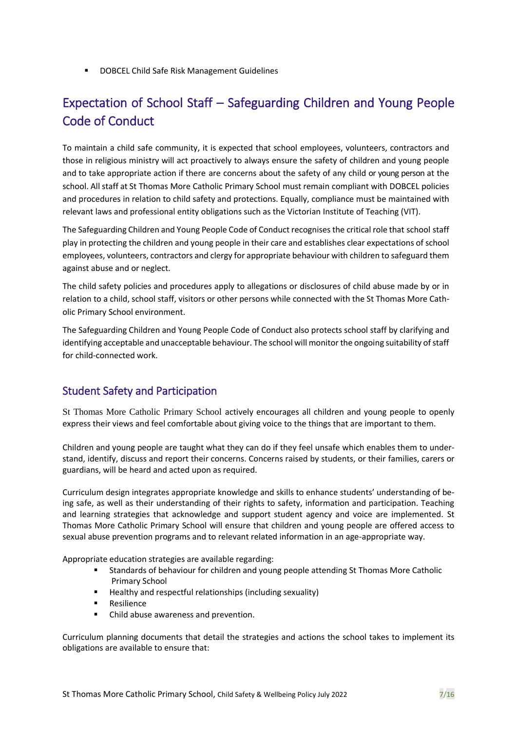- DOBCEL Child Safe Risk Management Guidelines

## Expectation of School Staff – Safeguarding Children and Young People Code of Conduct

To maintain a child safe community, it is expected that school employees, volunteers, contractors and those in religious ministry will act proactively to always ensure the safety of children and young people and to take appropriate action if there are concerns about the safety of any child or young person at the school. All staff at St Thomas More Catholic Primary School must remain compliant with DOBCEL policies and procedures in relation to child safety and protections. Equally, compliance must be maintained with relevant laws and professional entity obligations such as the Victorian Institute of Teaching (VIT).

The Safeguarding Children and Young People Code of Conduct recognises the critical role that school staff play in protecting the children and young people in their care and establishes clear expectations of school employees, volunteers, contractors and clergy for appropriate behaviour with children to safeguard them against abuse and or neglect.

The child safety policies and procedures apply to allegations or disclosures of child abuse made by or in relation to a child, school staff, visitors or other persons while connected with the St Thomas More Catholic Primary School environment.

The Safeguarding Children and Young People Code of Conduct also protects school staff by clarifying and identifying acceptable and unacceptable behaviour. The school will monitor the ongoing suitability of staff for child-connected work.

### Student Safety and Participation

St Thomas More Catholic Primary School actively encourages all children and young people to openly express their views and feel comfortable about giving voice to the things that are important to them.

Children and young people are taught what they can do if they feel unsafe which enables them to understand, identify, discuss and report their concerns. Concerns raised by students, or their families, carers or guardians, will be heard and acted upon as required.

Curriculum design integrates appropriate knowledge and skills to enhance students' understanding of being safe, as well as their understanding of their rights to safety, information and participation. Teaching and learning strategies that acknowledge and support student agency and voice are implemented. St Thomas More Catholic Primary School will ensure that children and young people are offered access to sexual abuse prevention programs and to relevant related information in an age-appropriate way.

Appropriate education strategies are available regarding:

- Standards of behaviour for children and young people attending St Thomas More Catholic Primary School
- Healthy and respectful relationships (including sexuality)
- Resilience
- Child abuse awareness and prevention.

Curriculum planning documents that detail the strategies and actions the school takes to implement its obligations are available to ensure that: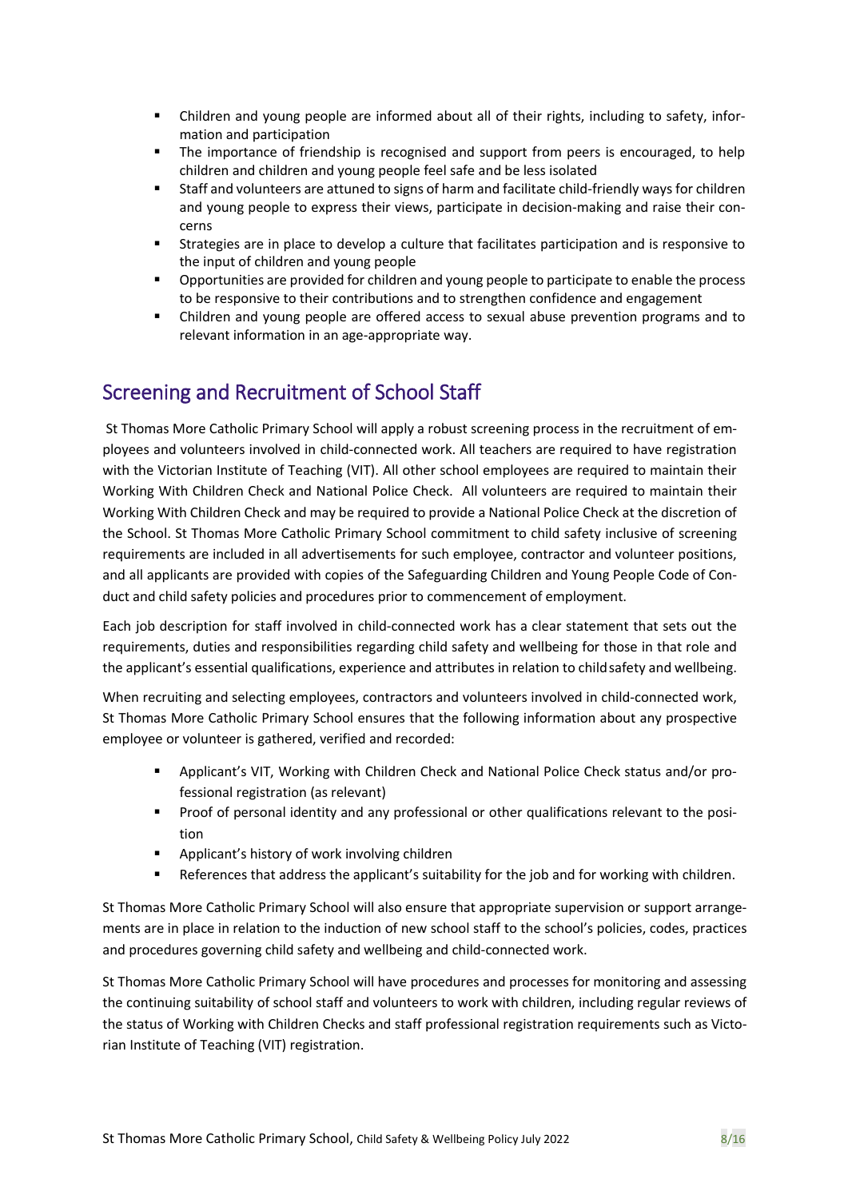- Children and young people are informed about all of their rights, including to safety, information and participation
- The importance of friendship is recognised and support from peers is encouraged, to help children and children and young people feel safe and be less isolated
- Staff and volunteers are attuned to signs of harm and facilitate child-friendly ways for children and young people to express their views, participate in decision-making and raise their concerns
- Strategies are in place to develop a culture that facilitates participation and is responsive to the input of children and young people
- Opportunities are provided for children and young people to participate to enable the process to be responsive to their contributions and to strengthen confidence and engagement
- Children and young people are offered access to sexual abuse prevention programs and to relevant information in an age-appropriate way.

## Screening and Recruitment of School Staff

St Thomas More Catholic Primary School will apply a robust screening process in the recruitment of employees and volunteers involved in child-connected work. All teachers are required to have registration with the Victorian Institute of Teaching (VIT). All other school employees are required to maintain their Working With Children Check and National Police Check. All volunteers are required to maintain their Working With Children Check and may be required to provide a National Police Check at the discretion of the School. St Thomas More Catholic Primary School commitment to child safety inclusive of screening requirements are included in all advertisements for such employee, contractor and volunteer positions, and all applicants are provided with copies of the Safeguarding Children and Young People Code of Conduct and child safety policies and procedures prior to commencement of employment.

Each job description for staff involved in child-connected work has a clear statement that sets out the requirements, duties and responsibilities regarding child safety and wellbeing for those in that role and the applicant's essential qualifications, experience and attributes in relation to child safety and wellbeing.

When recruiting and selecting employees, contractors and volunteers involved in child-connected work, St Thomas More Catholic Primary School ensures that the following information about any prospective employee or volunteer is gathered, verified and recorded:

- Applicant's VIT, Working with Children Check and National Police Check status and/or professional registration (as relevant)
- Proof of personal identity and any professional or other qualifications relevant to the position
- Applicant's history of work involving children
- References that address the applicant's suitability for the job and for working with children.

St Thomas More Catholic Primary School will also ensure that appropriate supervision or support arrangements are in place in relation to the induction of new school staff to the school's policies, codes, practices and procedures governing child safety and wellbeing and child-connected work.

St Thomas More Catholic Primary School will have procedures and processes for monitoring and assessing the continuing suitability of school staff and volunteers to work with children, including regular reviews of the status of Working with Children Checks and staff professional registration requirements such as Victorian Institute of Teaching (VIT) registration.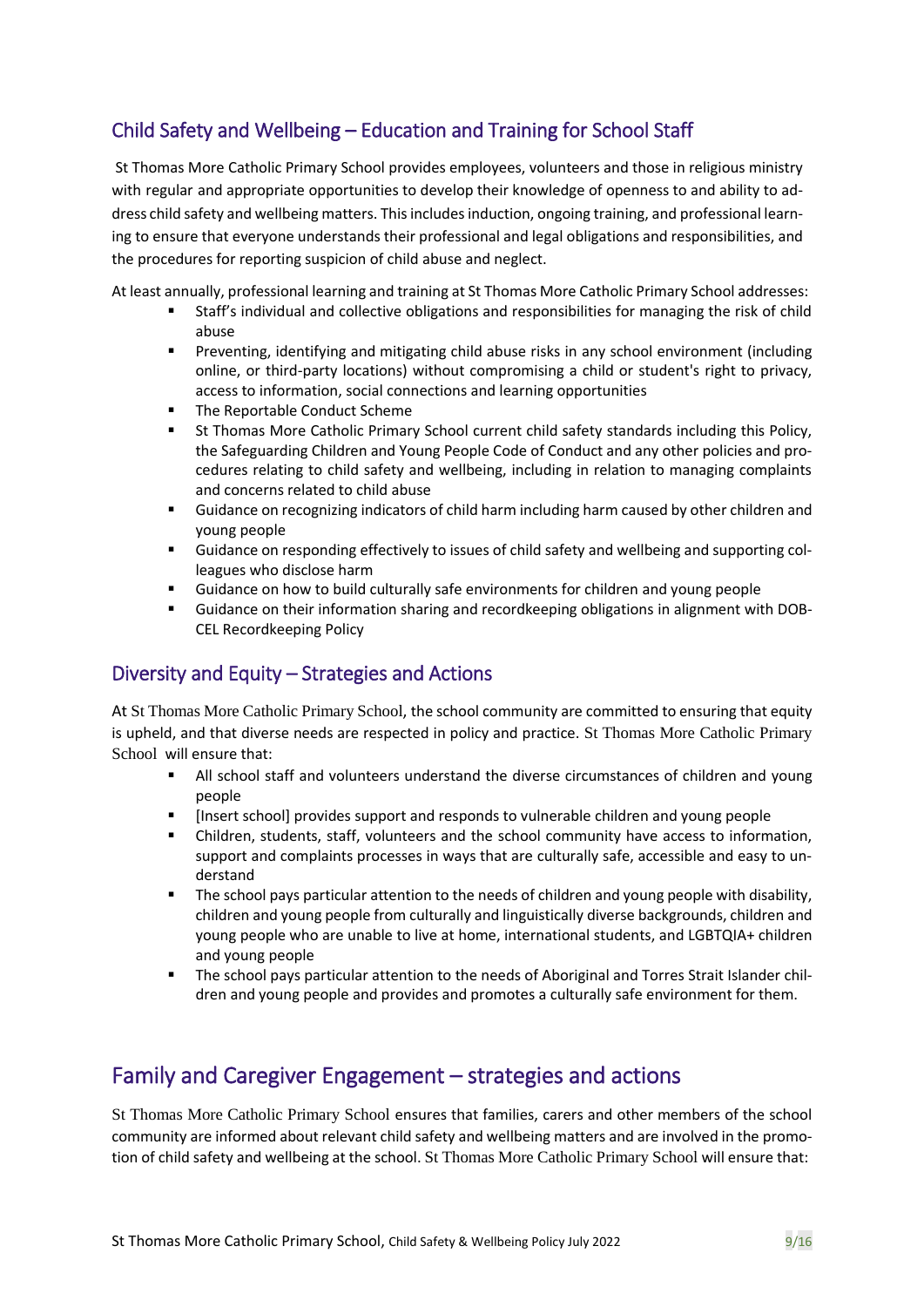## Child Safety and Wellbeing – Education and Training for School Staff

St Thomas More Catholic Primary School provides employees, volunteers and those in religious ministry with regular and appropriate opportunities to develop their knowledge of openness to and ability to address child safety and wellbeing matters. This includes induction, ongoing training, and professional learning to ensure that everyone understands their professional and legal obligations and responsibilities, and the procedures for reporting suspicion of child abuse and neglect.

At least annually, professional learning and training at St Thomas More Catholic Primary School addresses:

- Staff's individual and collective obligations and responsibilities for managing the risk of child abuse
- Preventing, identifying and mitigating child abuse risks in any school environment (including online, or third-party locations) without compromising a child or student's right to privacy, access to information, social connections and learning opportunities
- The Reportable Conduct Scheme
- St Thomas More Catholic Primary School current child safety standards including this Policy, the Safeguarding Children and Young People Code of Conduct and any other policies and procedures relating to child safety and wellbeing, including in relation to managing complaints and concerns related to child abuse
- Guidance on recognizing indicators of child harm including harm caused by other children and young people
- Guidance on responding effectively to issues of child safety and wellbeing and supporting colleagues who disclose harm
- Guidance on how to build culturally safe environments for children and young people
- Guidance on their information sharing and recordkeeping obligations in alignment with DOBCEL Recordkeeping Policy

## Diversity and Equity – Strategies and Actions

At St Thomas More Catholic Primary School, the school community are committed to ensuring that equity is upheld, and that diverse needs are respected in policy and practice. St Thomas More Catholic Primary School will ensure that:

- All school staff and volunteers understand the diverse circumstances of children and young people
- [Insert school] provides support and responds to vulnerable children and young people
- Children, students, staff, volunteers and the school community have access to information, support and complaints processes in ways that are culturally safe, accessible and easy to understand
- The school pays particular attention to the needs of children and young people with disability, children and young people from culturally and linguistically diverse backgrounds, children and young people who are unable to live at home, international students, and LGBTQIA+ children and young people
- The school pays particular attention to the needs of Aboriginal and Torres Strait Islander children and young people and provides and promotes a culturally safe environment for them.

## Family and Caregiver Engagement – strategies and actions

St Thomas More Catholic Primary School ensures that families, carers and other members of the school community are informed about relevant child safety and wellbeing matters and are involved in the promotion of child safety and wellbeing at the school. St Thomas More Catholic Primary School will ensure that: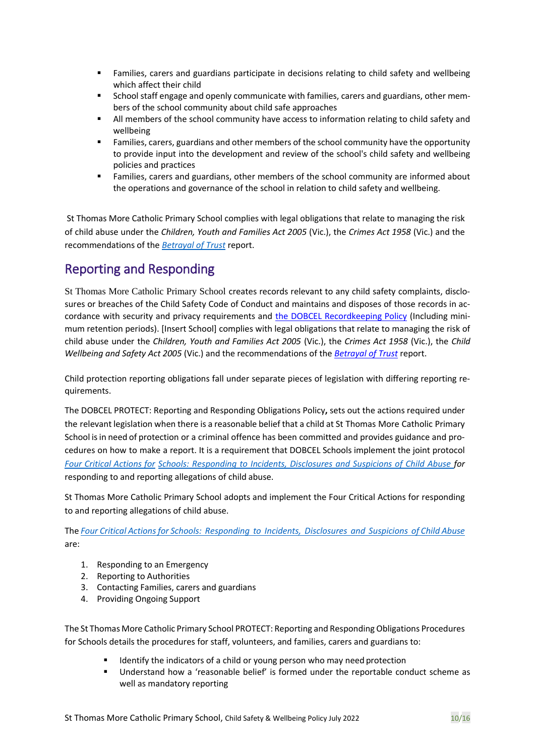- Families, carers and guardians participate in decisions relating to child safety and wellbeing which affect their child
- School staff engage and openly communicate with families, carers and guardians, other members of the school community about child safe approaches
- All members of the school community have access to information relating to child safety and wellbeing
- Families, carers, guardians and other members of the school community have the opportunity to provide input into the development and review of the school's child safety and wellbeing policies and practices
- Families, carers and guardians, other members of the school community are informed about the operations and governance of the school in relation to child safety and wellbeing.

St Thomas More Catholic Primary School complies with legal obligations that relate to managing the risk of child abuse under the *Children, Youth and Families Act 2005* (Vic.), the *Crimes Act 1958* (Vic.) and the recommendations of the *Betrayal of Trust* report.

## Reporting and Responding

St Thomas More Catholic Primary School creates records relevant to any child safety complaints, disclosures or breaches of the Child Safety Code of Conduct and maintains and disposes of those records in accordance with security and privacy requirements and the DOBCEL Recordkeeping Policy (Including minimum retention periods). [Insert School] complies with legal obligations that relate to managing the risk of child abuse under the *Children, Youth and Families Act 2005* (Vic.), the *Crimes Act 1958* (Vic.), the *Child Wellbeing and Safety Act 2005* (Vic.) and the recommendations of the *Betrayal of Trust* report.

Child protection reporting obligations fall under separate pieces of legislation with differing reporting requirements.

The DOBCEL PROTECT: Reporting and Responding Obligations Policy**,** sets out the actions required under the relevant legislation when there is a reasonable belief that a child at St Thomas More Catholic Primary School is in need of protection or a criminal offence has been committed and provides guidance and procedures on how to make a report. It is a requirement that DOBCEL Schools implement the joint protocol *Four Critical Actions for Schools: Responding to Incidents, Disclosures and Suspicions of Child Abuse for* responding to and reporting allegations of child abuse.

St Thomas More Catholic Primary School adopts and implement the Four Critical Actions for responding to and reporting allegations of child abuse.

The *Four Critical Actions for Schools: Responding to Incidents, Disclosures and Suspicions of Child Abuse* are:

1. Responding to an Emergency
2. Reporting to Authorities
3. Contacting Families, carers and guardians
4. Providing Ongoing Support

The St Thomas More Catholic Primary School PROTECT: Reporting and Responding Obligations Procedures for Schools details the procedures for staff, volunteers, and families, carers and guardians to:

- Identify the indicators of a child or young person who may need protection
- Understand how a 'reasonable belief' is formed under the reportable conduct scheme as well as mandatory reporting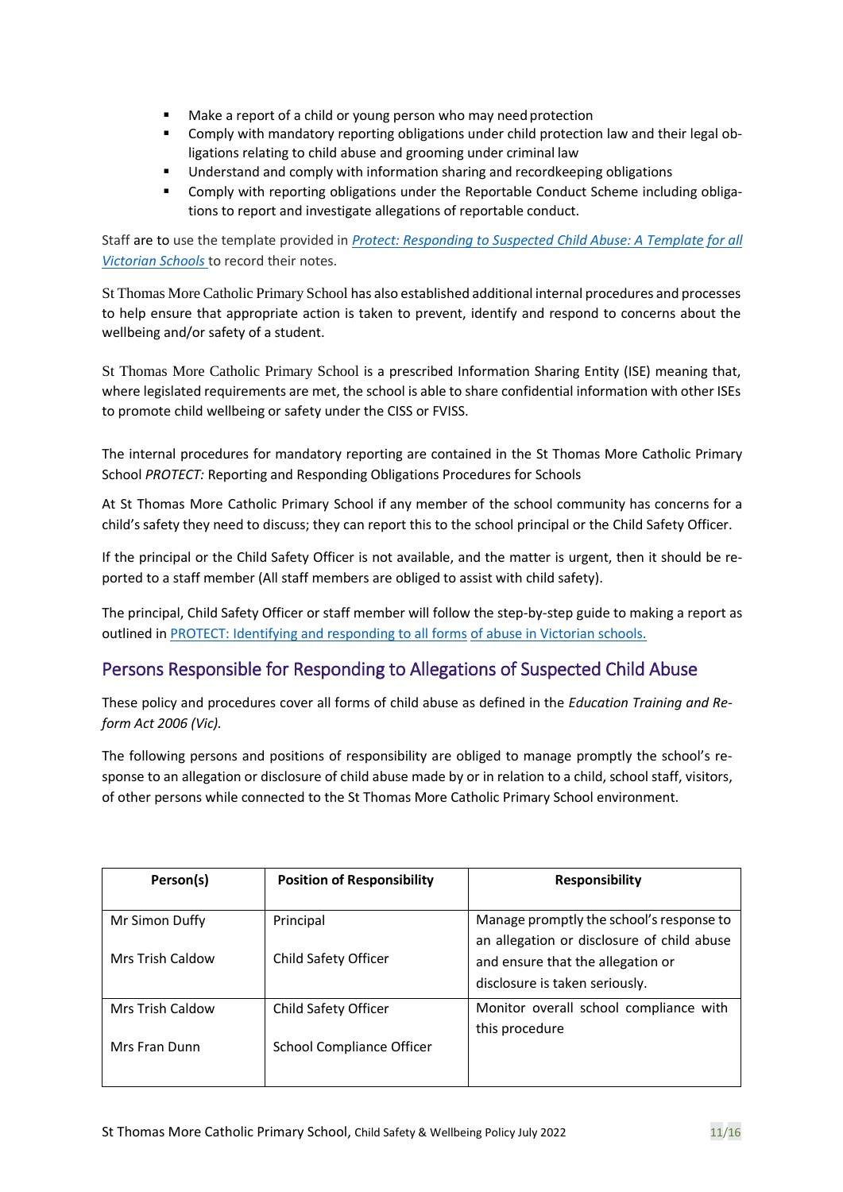- Make a report of a child or young person who may need protection
- Comply with mandatory reporting obligations under child protection law and their legal obligations relating to child abuse and grooming under criminal law
- Understand and comply with information sharing and recordkeeping obligations
- Comply with reporting obligations under the Reportable Conduct Scheme including obligations to report and investigate allegations of reportable conduct.

Staff are to use the template provided in *Protect: Responding to Suspected Child Abuse: A Template for all Victorian Schools* to record their notes.

St Thomas More Catholic Primary School has also established additional internal procedures and processes to help ensure that appropriate action is taken to prevent, identify and respond to concerns about the wellbeing and/or safety of a student.

St Thomas More Catholic Primary School is a prescribed Information Sharing Entity (ISE) meaning that, where legislated requirements are met, the school is able to share confidential information with other ISEs to promote child wellbeing or safety under the CISS or FVISS.

The internal procedures for mandatory reporting are contained in the St Thomas More Catholic Primary School *PROTECT:* Reporting and Responding Obligations Procedures for Schools

At St Thomas More Catholic Primary School if any member of the school community has concerns for a child's safety they need to discuss; they can report this to the school principal or the Child Safety Officer.

If the principal or the Child Safety Officer is not available, and the matter is urgent, then it should be reported to a staff member (All staff members are obliged to assist with child safety).

The principal, Child Safety Officer or staff member will follow the step-by-step guide to making a report as outlined in PROTECT: Identifying and responding to all forms of abuse in Victorian schools.

## Persons Responsible for Responding to Allegations of Suspected Child Abuse

These policy and procedures cover all forms of child abuse as defined in the *Education Training and Reform Act 2006 (Vic).*

The following persons and positions of responsibility are obliged to manage promptly the school's response to an allegation or disclosure of child abuse made by or in relation to a child, school staff, visitors, of other persons while connected to the St Thomas More Catholic Primary School environment.

| Person(s) | Position of Responsibility | Responsibility |
|---|---|---|
| Mr Simon Duffy<br><br>Mrs Trish Caldow | Principal<br><br>Child Safety Officer | Manage promptly the school's response to an allegation or disclosure of child abuse and ensure that the allegation or disclosure is taken seriously. |
| Mrs Trish Caldow<br><br>Mrs Fran Dunn | Child Safety Officer<br><br>School Compliance Officer | Monitor overall school compliance with this procedure |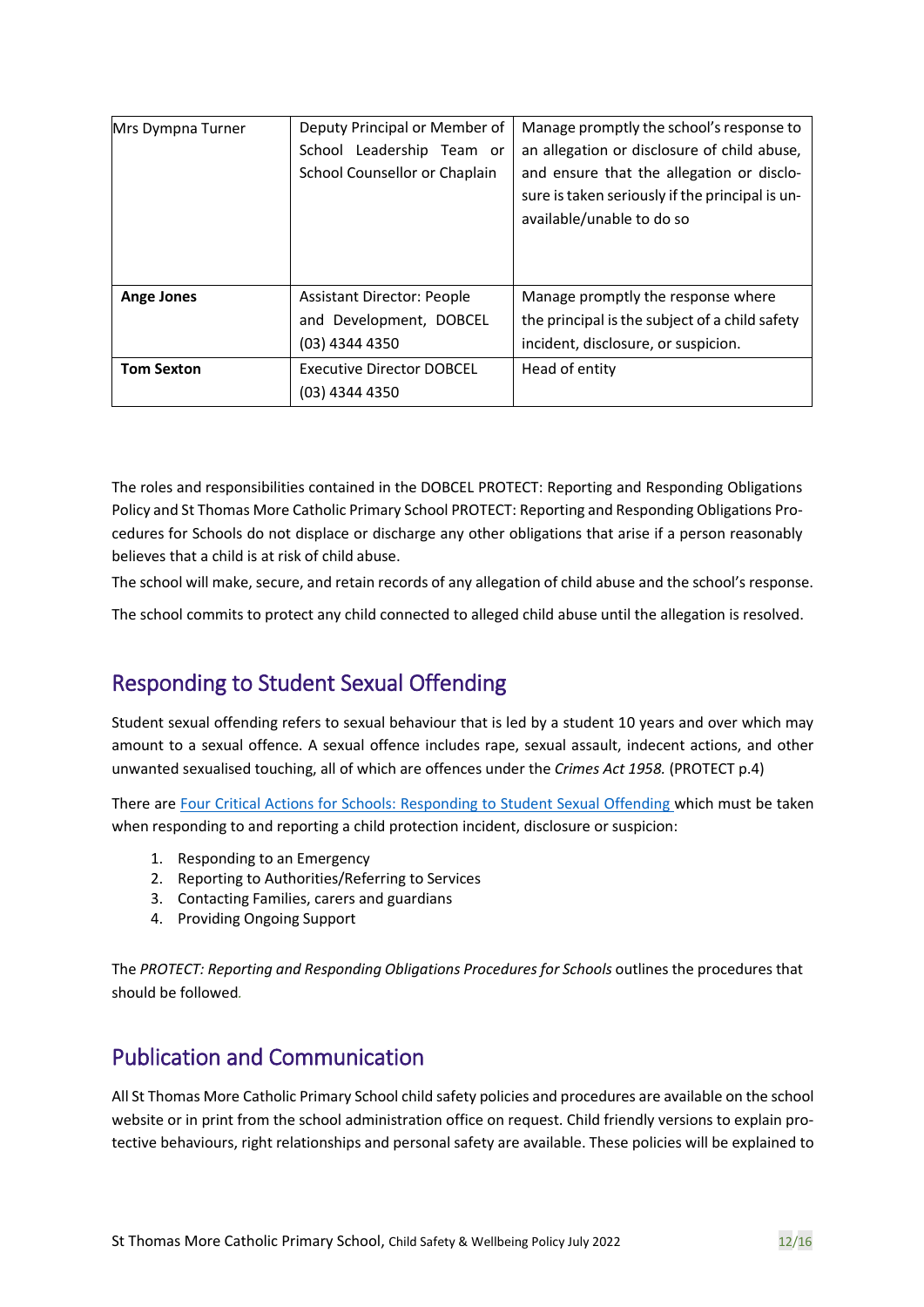| Mrs Dympna Turner | Deputy Principal or Member of School Leadership Team or School Counsellor or Chaplain | Manage promptly the school's response to an allegation or disclosure of child abuse, and ensure that the allegation or disclosure is taken seriously if the principal is unavailable/unable to do so |
|---|---|---|
| **Ange Jones** | Assistant Director: People and Development, DOBCEL (03) 4344 4350 | Manage promptly the response where the principal is the subject of a child safety incident, disclosure, or suspicion. |
| **Tom Sexton** | Executive Director DOBCEL (03) 4344 4350 | Head of entity |

The roles and responsibilities contained in the DOBCEL PROTECT: Reporting and Responding Obligations Policy and St Thomas More Catholic Primary School PROTECT: Reporting and Responding Obligations Procedures for Schools do not displace or discharge any other obligations that arise if a person reasonably believes that a child is at risk of child abuse.

The school will make, secure, and retain records of any allegation of child abuse and the school's response.

The school commits to protect any child connected to alleged child abuse until the allegation is resolved.

## Responding to Student Sexual Offending

Student sexual offending refers to sexual behaviour that is led by a student 10 years and over which may amount to a sexual offence. A sexual offence includes rape, sexual assault, indecent actions, and other unwanted sexualised touching, all of which are offences under the *Crimes Act 1958.* (PROTECT p.4)

There are Four Critical Actions for Schools: Responding to Student Sexual Offending which must be taken when responding to and reporting a child protection incident, disclosure or suspicion:

1. Responding to an Emergency
2. Reporting to Authorities/Referring to Services
3. Contacting Families, carers and guardians
4. Providing Ongoing Support

The *PROTECT: Reporting and Responding Obligations Procedures for Schools* outlines the procedures that should be followed.

## Publication and Communication

All St Thomas More Catholic Primary School child safety policies and procedures are available on the school website or in print from the school administration office on request. Child friendly versions to explain protective behaviours, right relationships and personal safety are available. These policies will be explained to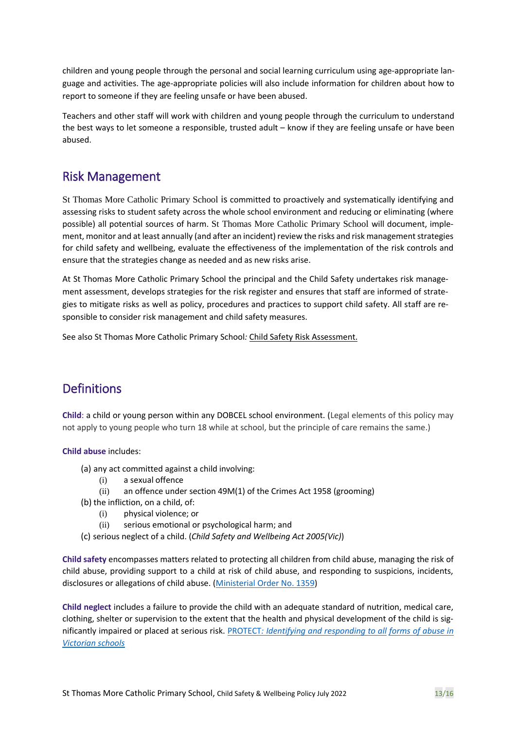children and young people through the personal and social learning curriculum using age-appropriate language and activities. The age-appropriate policies will also include information for children about how to report to someone if they are feeling unsafe or have been abused.

Teachers and other staff will work with children and young people through the curriculum to understand the best ways to let someone a responsible, trusted adult – know if they are feeling unsafe or have been abused.

## Risk Management

St Thomas More Catholic Primary School is committed to proactively and systematically identifying and assessing risks to student safety across the whole school environment and reducing or eliminating (where possible) all potential sources of harm. St Thomas More Catholic Primary School will document, implement, monitor and at least annually (and after an incident) review the risks and risk management strategies for child safety and wellbeing, evaluate the effectiveness of the implementation of the risk controls and ensure that the strategies change as needed and as new risks arise.

At St Thomas More Catholic Primary School the principal and the Child Safety undertakes risk management assessment, develops strategies for the risk register and ensures that staff are informed of strategies to mitigate risks as well as policy, procedures and practices to support child safety. All staff are responsible to consider risk management and child safety measures.

See also St Thomas More Catholic Primary School*:* Child Safety Risk Assessment.

## Definitions

**Child**: a child or young person within any DOBCEL school environment. (Legal elements of this policy may not apply to young people who turn 18 while at school, but the principle of care remains the same.)

**Child abuse** includes:

(a) any act committed against a child involving:
  (i) a sexual offence
  (ii) an offence under section 49M(1) of the Crimes Act 1958 (grooming)
(b) the infliction, on a child, of:
  (i) physical violence; or
  (ii) serious emotional or psychological harm; and
(c) serious neglect of a child. (*Child Safety and Wellbeing Act 2005(Vic)*)

**Child safety** encompasses matters related to protecting all children from child abuse, managing the risk of child abuse, providing support to a child at risk of child abuse, and responding to suspicions, incidents, disclosures or allegations of child abuse. (Ministerial Order No. 1359)

**Child neglect** includes a failure to provide the child with an adequate standard of nutrition, medical care, clothing, shelter or supervision to the extent that the health and physical development of the child is significantly impaired or placed at serious risk. PROTECT*: Identifying and responding to all forms of abuse in Victorian schools*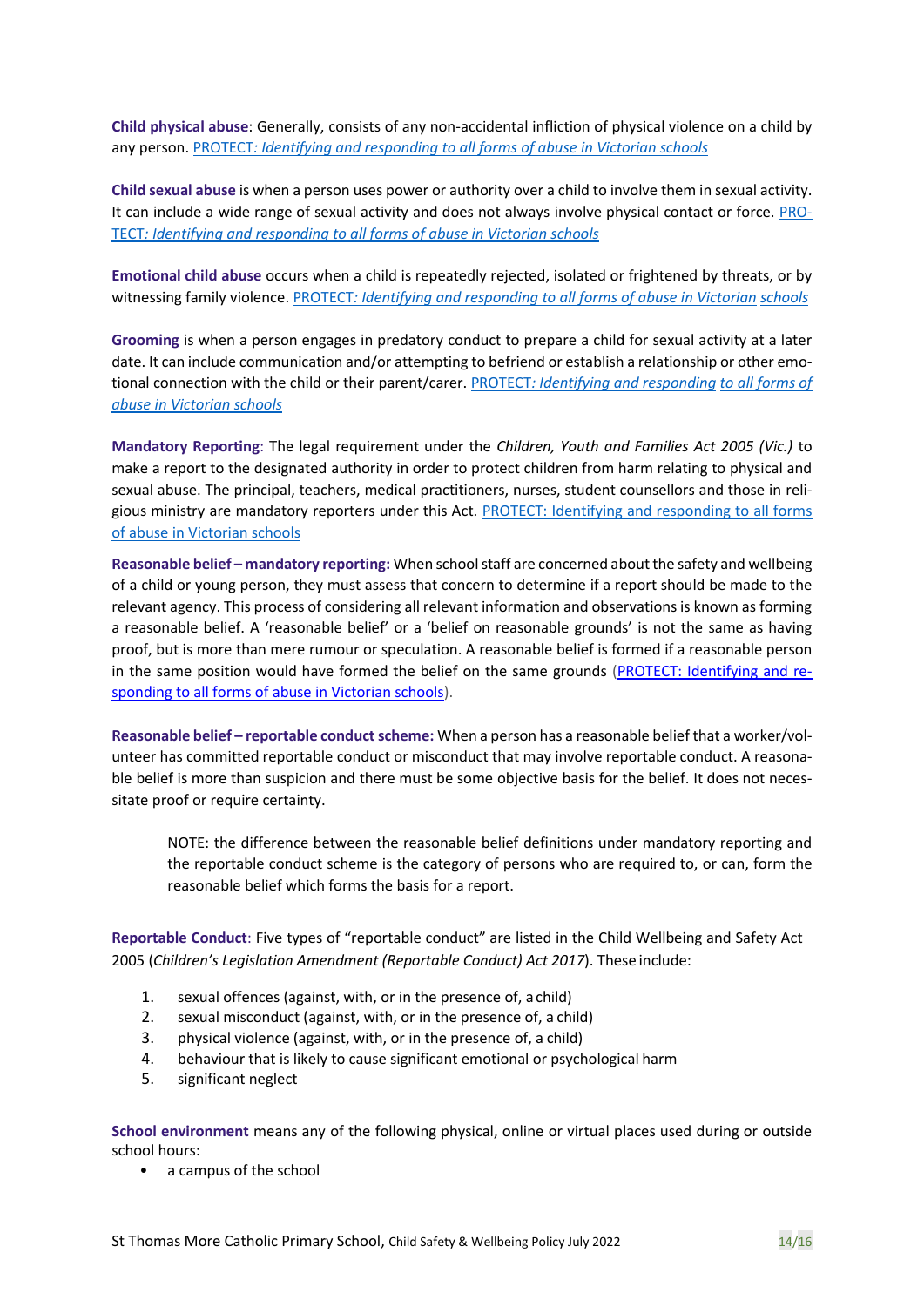**Child physical abuse**: Generally, consists of any non-accidental infliction of physical violence on a child by any person. [PROTECT*: Identifying and responding to all forms of abuse in Victorian schools*]

**Child sexual abuse** is when a person uses power or authority over a child to involve them in sexual activity. It can include a wide range of sexual activity and does not always involve physical contact or force. [PROTECT*: Identifying and responding to all forms of abuse in Victorian schools*]

**Emotional child abuse** occurs when a child is repeatedly rejected, isolated or frightened by threats, or by witnessing family violence. [PROTECT*: Identifying and responding to all forms of abuse in Victorian schools*]

**Grooming** is when a person engages in predatory conduct to prepare a child for sexual activity at a later date. It can include communication and/or attempting to befriend or establish a relationship or other emotional connection with the child or their parent/carer. [PROTECT*: Identifying and responding to all forms of abuse in Victorian schools*]

**Mandatory Reporting**: The legal requirement under the *Children, Youth and Families Act 2005 (Vic.)* to make a report to the designated authority in order to protect children from harm relating to physical and sexual abuse. The principal, teachers, medical practitioners, nurses, student counsellors and those in religious ministry are mandatory reporters under this Act. [PROTECT: Identifying and responding to all forms of abuse in Victorian schools]

**Reasonable belief – mandatory reporting:** When school staff are concerned about the safety and wellbeing of a child or young person, they must assess that concern to determine if a report should be made to the relevant agency. This process of considering all relevant information and observations is known as forming a reasonable belief. A 'reasonable belief' or a 'belief on reasonable grounds' is not the same as having proof, but is more than mere rumour or speculation. A reasonable belief is formed if a reasonable person in the same position would have formed the belief on the same grounds ([PROTECT: Identifying and responding to all forms of abuse in Victorian schools]).

**Reasonable belief – reportable conduct scheme:** When a person has a reasonable belief that a worker/volunteer has committed reportable conduct or misconduct that may involve reportable conduct. A reasonable belief is more than suspicion and there must be some objective basis for the belief. It does not necessitate proof or require certainty.

> NOTE: the difference between the reasonable belief definitions under mandatory reporting and the reportable conduct scheme is the category of persons who are required to, or can, form the reasonable belief which forms the basis for a report.

**Reportable Conduct**: Five types of "reportable conduct" are listed in the Child Wellbeing and Safety Act 2005 (*Children's Legislation Amendment (Reportable Conduct) Act 2017*). These include:

1. sexual offences (against, with, or in the presence of, a child)
2. sexual misconduct (against, with, or in the presence of, a child)
3. physical violence (against, with, or in the presence of, a child)
4. behaviour that is likely to cause significant emotional or psychological harm
5. significant neglect

**School environment** means any of the following physical, online or virtual places used during or outside school hours:

- a campus of the school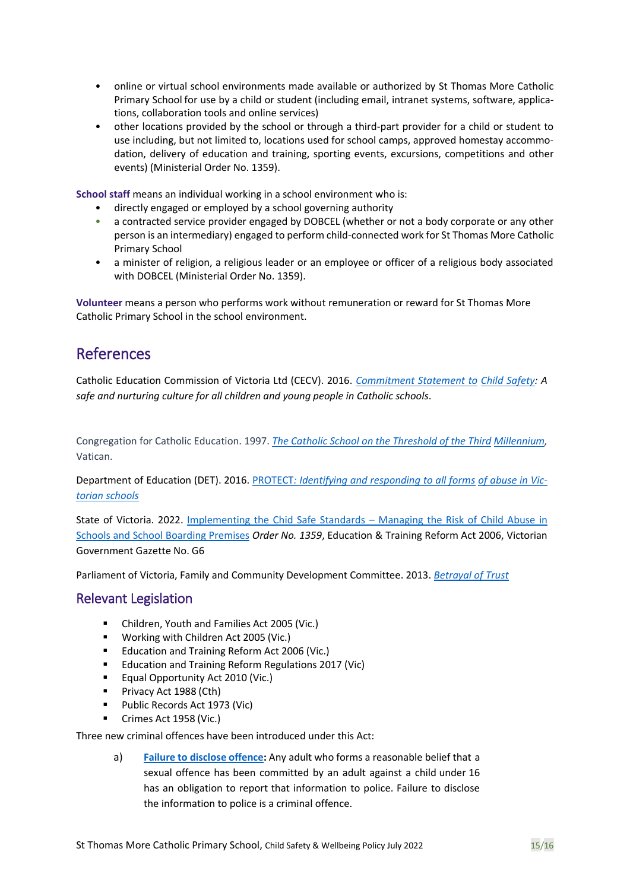- online or virtual school environments made available or authorized by St Thomas More Catholic Primary School for use by a child or student (including email, intranet systems, software, applications, collaboration tools and online services)
- other locations provided by the school or through a third-part provider for a child or student to use including, but not limited to, locations used for school camps, approved homestay accommodation, delivery of education and training, sporting events, excursions, competitions and other events) (Ministerial Order No. 1359).

**School staff** means an individual working in a school environment who is:

- directly engaged or employed by a school governing authority
- a contracted service provider engaged by DOBCEL (whether or not a body corporate or any other person is an intermediary) engaged to perform child-connected work for St Thomas More Catholic Primary School
- a minister of religion, a religious leader or an employee or officer of a religious body associated with DOBCEL (Ministerial Order No. 1359).

**Volunteer** means a person who performs work without remuneration or reward for St Thomas More Catholic Primary School in the school environment.

## References

Catholic Education Commission of Victoria Ltd (CECV). 2016. *Commitment Statement to Child Safety: A safe and nurturing culture for all children and young people in Catholic schools*.

Congregation for Catholic Education. 1997. *The Catholic School on the Threshold of the Third Millennium*, Vatican.

Department of Education (DET). 2016. PROTECT*: Identifying and responding to all forms of abuse in Victorian schools*

State of Victoria. 2022. Implementing the Chid Safe Standards – Managing the Risk of Child Abuse in Schools and School Boarding Premises *Order No. 1359*, Education & Training Reform Act 2006, Victorian Government Gazette No. G6

Parliament of Victoria, Family and Community Development Committee. 2013. *Betrayal of Trust*

## Relevant Legislation

- Children, Youth and Families Act 2005 (Vic.)
- Working with Children Act 2005 (Vic.)
- Education and Training Reform Act 2006 (Vic.)
- Education and Training Reform Regulations 2017 (Vic)
- Equal Opportunity Act 2010 (Vic.)
- Privacy Act 1988 (Cth)
- Public Records Act 1973 (Vic)
- Crimes Act 1958 (Vic.)

Three new criminal offences have been introduced under this Act:

a) **Failure to disclose offence:** Any adult who forms a reasonable belief that a sexual offence has been committed by an adult against a child under 16 has an obligation to report that information to police. Failure to disclose the information to police is a criminal offence.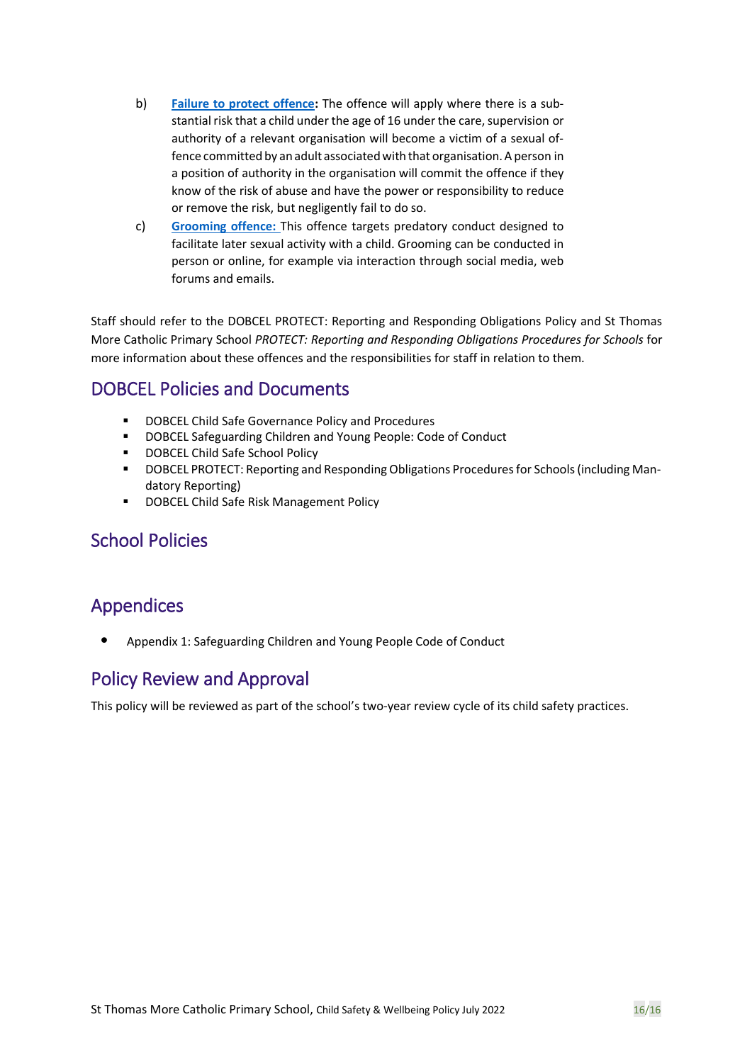b) **Failure to protect offence:** The offence will apply where there is a substantial risk that a child under the age of 16 under the care, supervision or authority of a relevant organisation will become a victim of a sexual offence committed by an adult associated with that organisation. A person in a position of authority in the organisation will commit the offence if they know of the risk of abuse and have the power or responsibility to reduce or remove the risk, but negligently fail to do so.

c) **Grooming offence:** This offence targets predatory conduct designed to facilitate later sexual activity with a child. Grooming can be conducted in person or online, for example via interaction through social media, web forums and emails.

Staff should refer to the DOBCEL PROTECT: Reporting and Responding Obligations Policy and St Thomas More Catholic Primary School *PROTECT: Reporting and Responding Obligations Procedures for Schools* for more information about these offences and the responsibilities for staff in relation to them.

## DOBCEL Policies and Documents

- DOBCEL Child Safe Governance Policy and Procedures
- DOBCEL Safeguarding Children and Young People: Code of Conduct
- DOBCEL Child Safe School Policy
- DOBCEL PROTECT: Reporting and Responding Obligations Procedures for Schools (including Mandatory Reporting)
- DOBCEL Child Safe Risk Management Policy

## School Policies

## Appendices

- Appendix 1: Safeguarding Children and Young People Code of Conduct

## Policy Review and Approval

This policy will be reviewed as part of the school's two-year review cycle of its child safety practices.